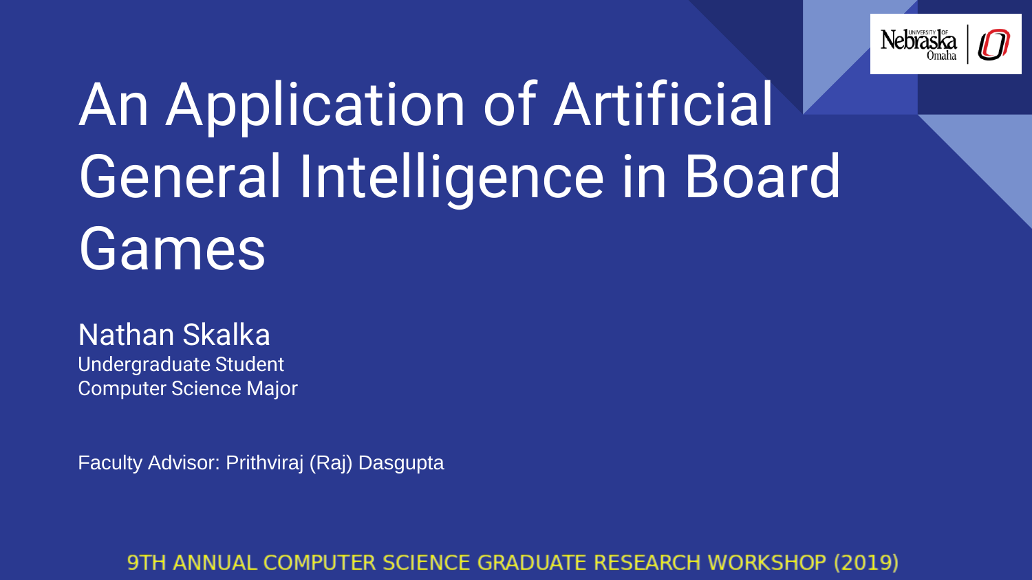# An Application of Artificial General Intelligence in Board Games

Nathan Skalka
Undergraduate Student
Computer Science Major

Faculty Advisor: Prithviraj (Raj) Dasgupta

9TH ANNUAL COMPUTER SCIENCE GRADUATE RESEARCH WORKSHOP (2019)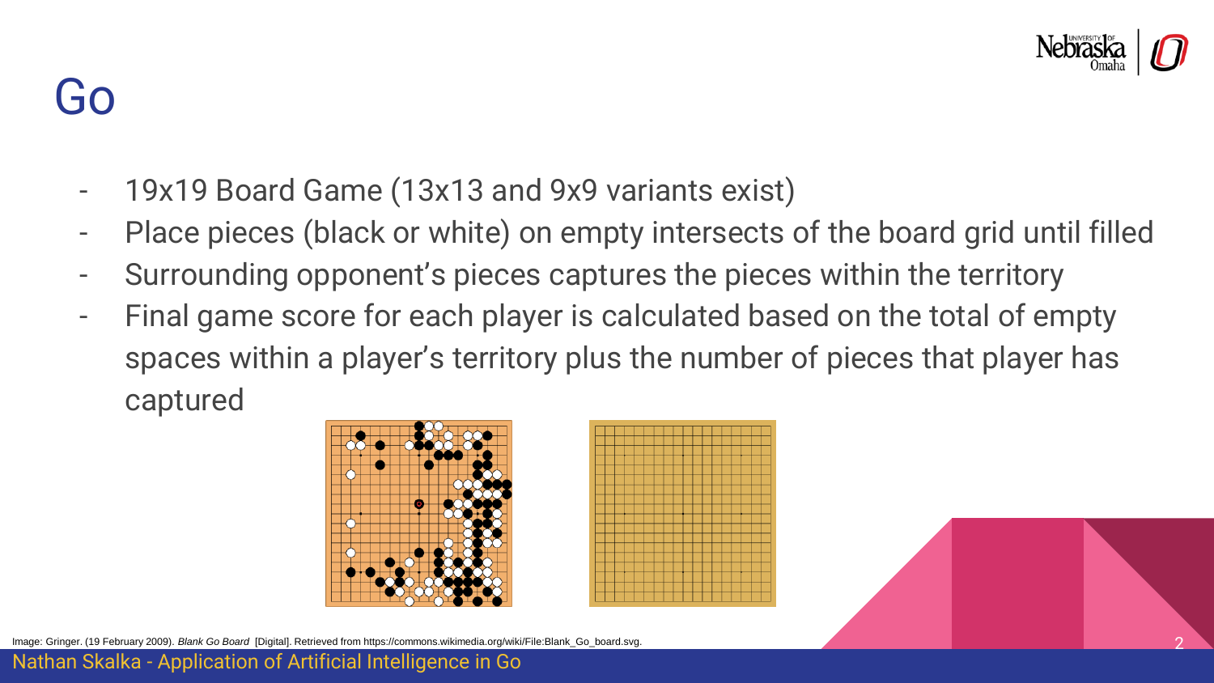# Go

- 19x19 Board Game (13x13 and 9x9 variants exist)
- Place pieces (black or white) on empty intersects of the board grid until filled
- Surrounding opponent's pieces captures the pieces within the territory
- Final game score for each player is calculated based on the total of empty spaces within a player's territory plus the number of pieces that player has captured

Image: Gringer. (19 February 2009). *Blank Go Board* [Digital]. Retrieved from https://commons.wikimedia.org/wiki/File:Blank_Go_board.svg.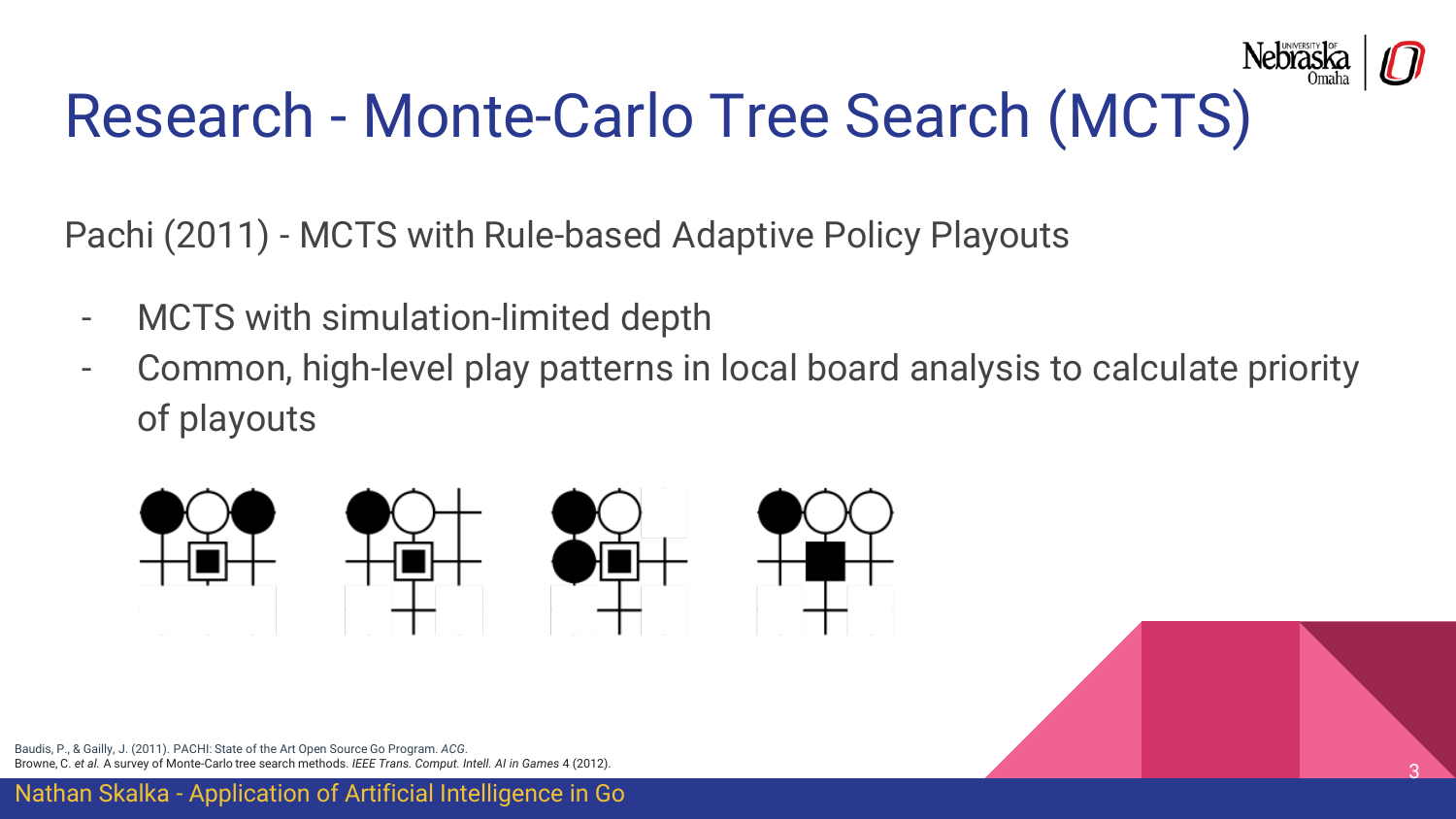# Research - Monte-Carlo Tree Search (MCTS)

Pachi (2011) - MCTS with Rule-based Adaptive Policy Playouts

- MCTS with simulation-limited depth
- Common, high-level play patterns in local board analysis to calculate priority of playouts

Baudis, P., & Gailly, J. (2011). PACHI: State of the Art Open Source Go Program. *ACG*.
Browne, C. *et al.* A survey of Monte-Carlo tree search methods. *IEEE Trans. Comput. Intell. AI in Games* 4 (2012).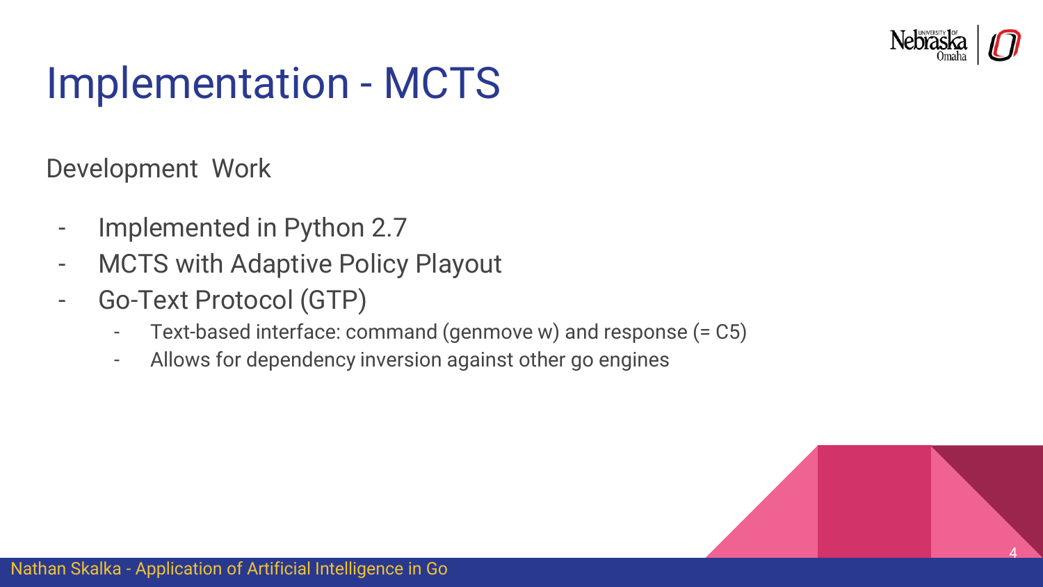# Implementation - MCTS

Development Work

- Implemented in Python 2.7
- MCTS with Adaptive Policy Playout
- Go-Text Protocol (GTP)
  - Text-based interface: command (genmove w) and response (= C5)
  - Allows for dependency inversion against other go engines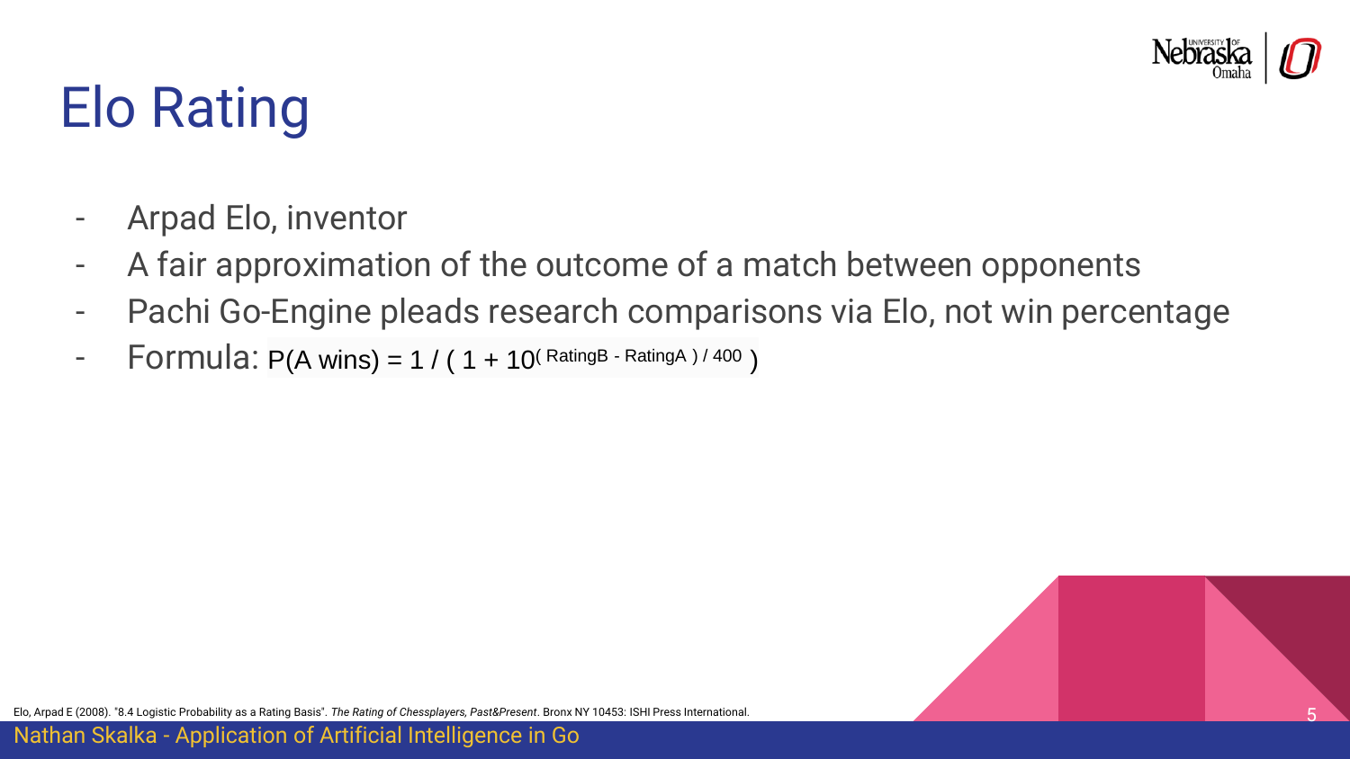# Elo Rating

- Arpad Elo, inventor
- A fair approximation of the outcome of a match between opponents
- Pachi Go-Engine pleads research comparisons via Elo, not win percentage
- Formula: $P(\text{A wins}) = 1 / (1 + 10^{(\text{RatingB} - \text{RatingA}) / 400})$

Elo, Arpad E (2008). "8.4 Logistic Probability as a Rating Basis". *The Rating of Chessplayers, Past&Present*. Bronx NY 10453: ISHI Press International.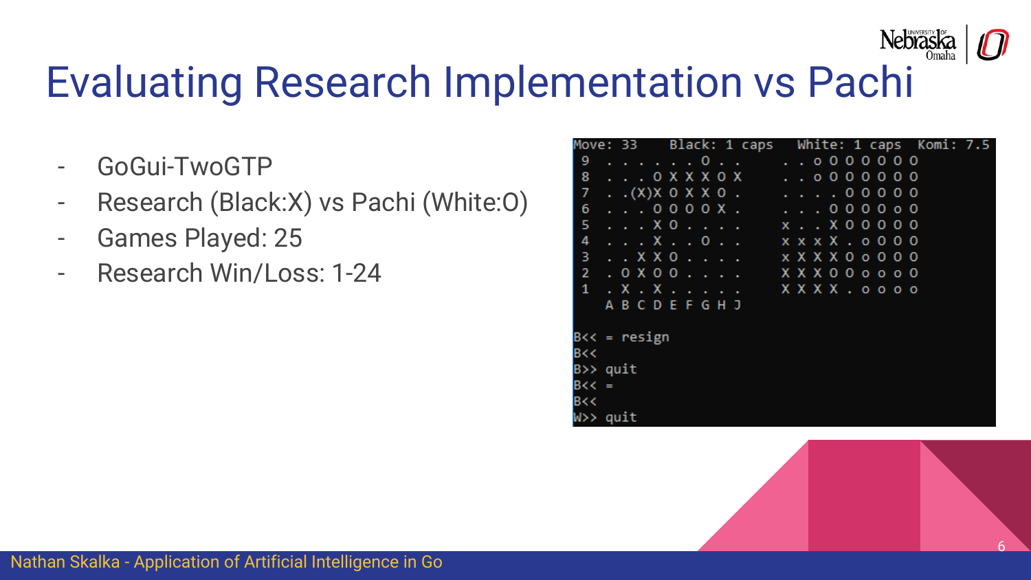# Evaluating Research Implementation vs Pachi

- GoGui-TwoGTP
- Research (Black:X) vs Pachi (White:O)
- Games Played: 25
- Research Win/Loss: 1-24

```
Move: 33    Black: 1 caps   White: 1 caps  Komi: 7.5
 9  . . . . . . O . .     . . o O O O O O O
 8  . . . O X X X O X     . . o O O O O O O
 7  . .(X)X O X X O .     . . . . O O O O O
 6  . . . O O O O X .     . . . O O O O o O
 5  . . . X O . . . .     x . . X O O O O O
 4  . . . X . . O . .     x x x X . o O O O
 3  . . X X O . . . .     x X X X O o O O O
 2  . O X O O . . . .     X X X O O o o o O
 1  . X . X . . . . .     X X X X . o o o o
    A B C D E F G H J

B<< = resign
B<<
B>> quit
B<< =
B<<
W>> quit
```

Nathan Skalka - Application of Artificial Intelligence in Go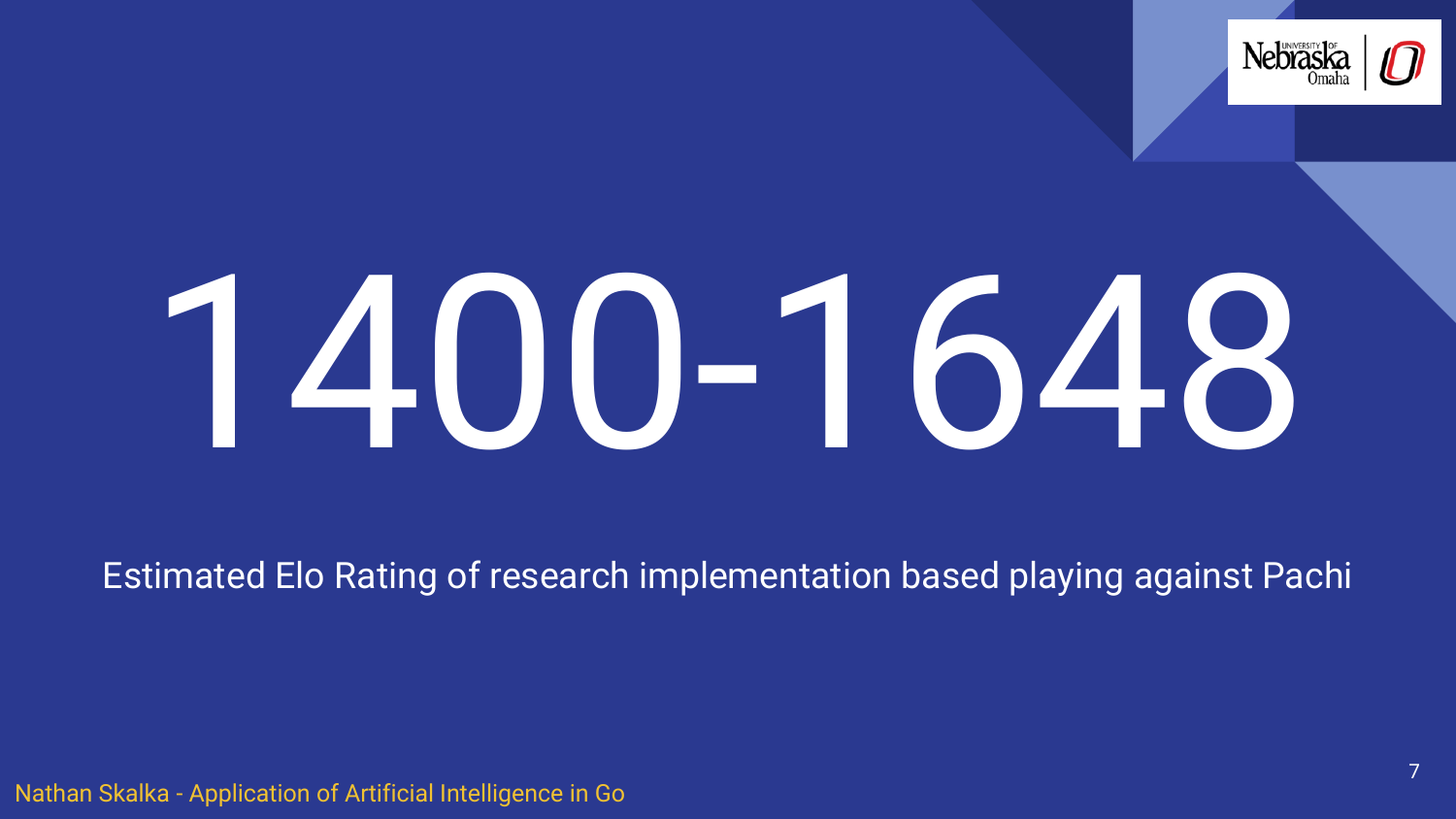# 1400-1648

Estimated Elo Rating of research implementation based playing against Pachi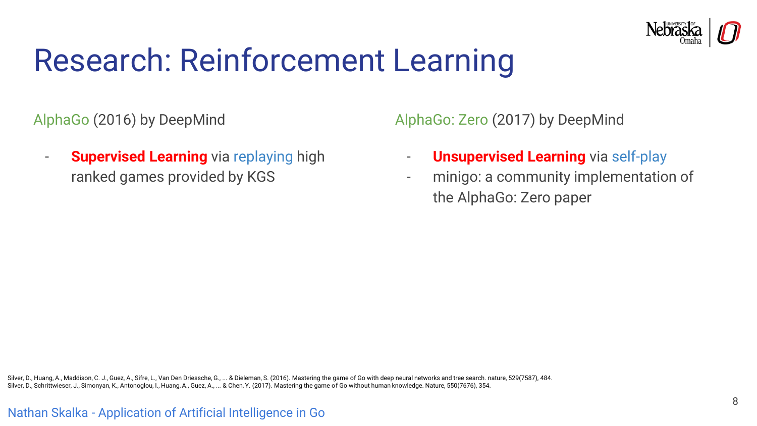# Research: Reinforcement Learning

AlphaGo (2016) by DeepMind

- **Supervised Learning** via replaying high ranked games provided by KGS

AlphaGo: Zero (2017) by DeepMind

- **Unsupervised Learning** via self-play
- minigo: a community implementation of the AlphaGo: Zero paper

Silver, D., Huang, A., Maddison, C. J., Guez, A., Sifre, L., Van Den Driessche, G., ... & Dieleman, S. (2016). Mastering the game of Go with deep neural networks and tree search. nature, 529(7587), 484.
Silver, D., Schrittwieser, J., Simonyan, K., Antonoglou, I., Huang, A., Guez, A., ... & Chen, Y. (2017). Mastering the game of Go without human knowledge. Nature, 550(7676), 354.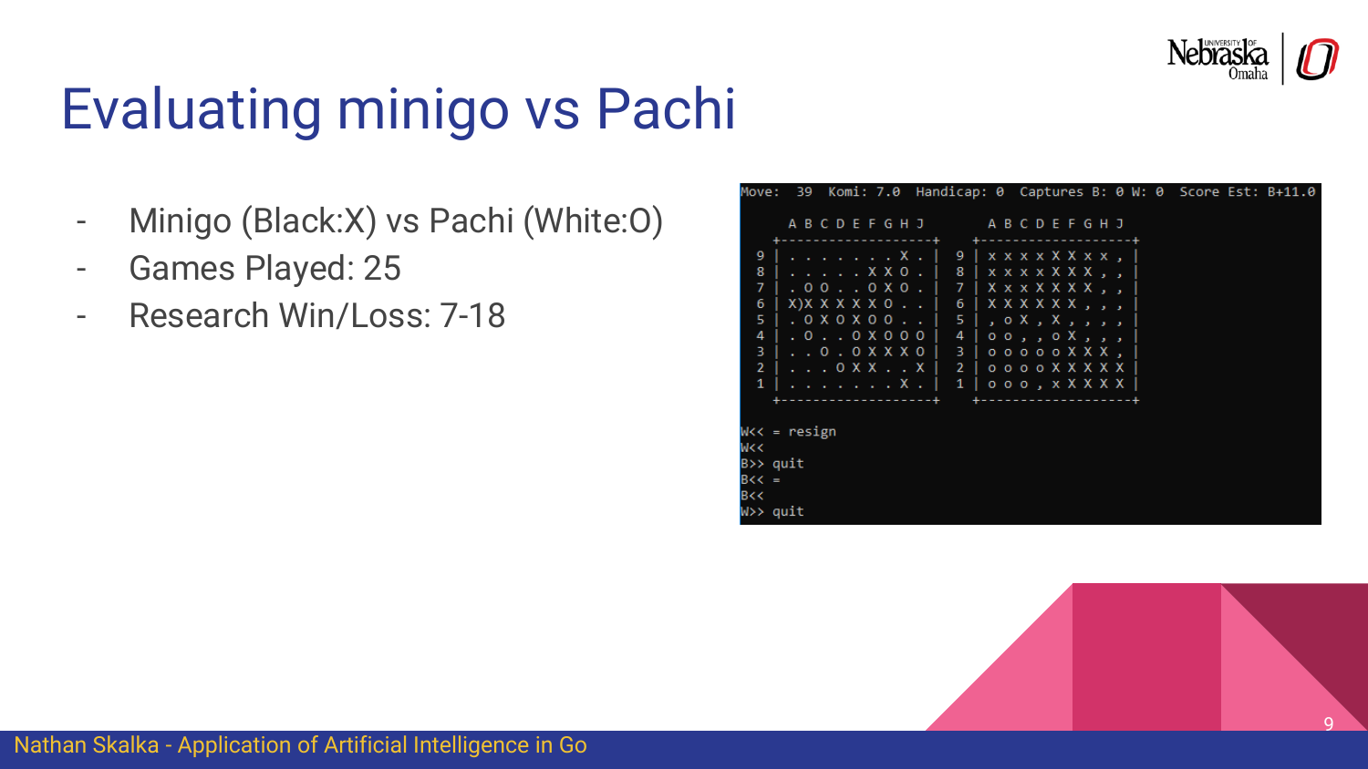# Evaluating minigo vs Pachi

- Minigo (Black:X) vs Pachi (White:O)
- Games Played: 25
- Research Win/Loss: 7-18

```
Move:  39  Komi: 7.0  Handicap: 0  Captures B: 0 W: 0  Score Est: B+11.0

    A B C D E F G H J        A B C D E F G H J
  +-------------------+    +-------------------+
9 | . . . . . . . X . |  9 | x x x x X X x x , |
8 | . . . . . X X O . |  8 | x x x x X X X , , |
7 | . O O . . O X O . |  7 | X x x X X X X , , |
6 | X)X X X X X O . . |  6 | X X X X X X , , , |
5 | . O X O X O O . . |  5 | , o X , X , , , , |
4 | . O . . O X O O O |  4 | o o , , o X , , , |
3 | . . O . O X X X O |  3 | o o o o o X X X , |
2 | . . . O X X . . X |  2 | o o o o X X X X X |
1 | . . . . . . . X . |  1 | o o o , x X X X X |
  +-------------------+    +-------------------+

W<< = resign
W<<
B>> quit
B<< =
B<<
W>> quit
```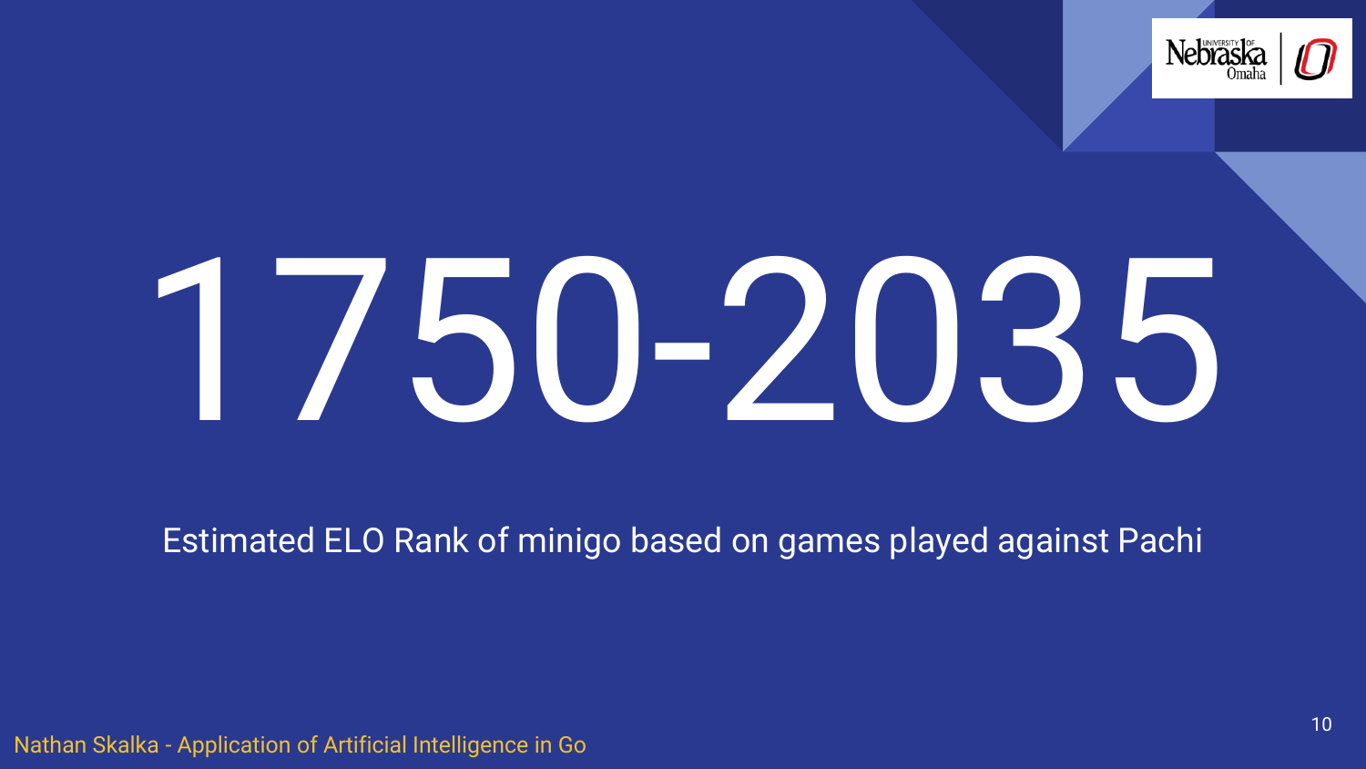# 1750-2035

Estimated ELO Rank of minigo based on games played against Pachi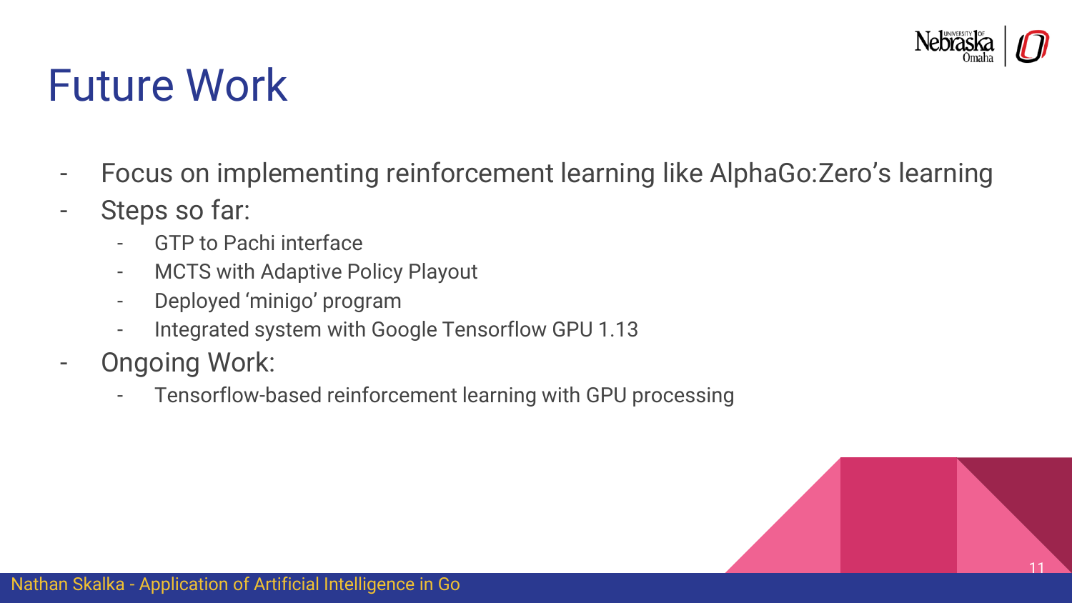# Future Work

- Focus on implementing reinforcement learning like AlphaGo:Zero's learning
- Steps so far:
  - GTP to Pachi interface
  - MCTS with Adaptive Policy Playout
  - Deployed 'minigo' program
  - Integrated system with Google Tensorflow GPU 1.13
- Ongoing Work:
  - Tensorflow-based reinforcement learning with GPU processing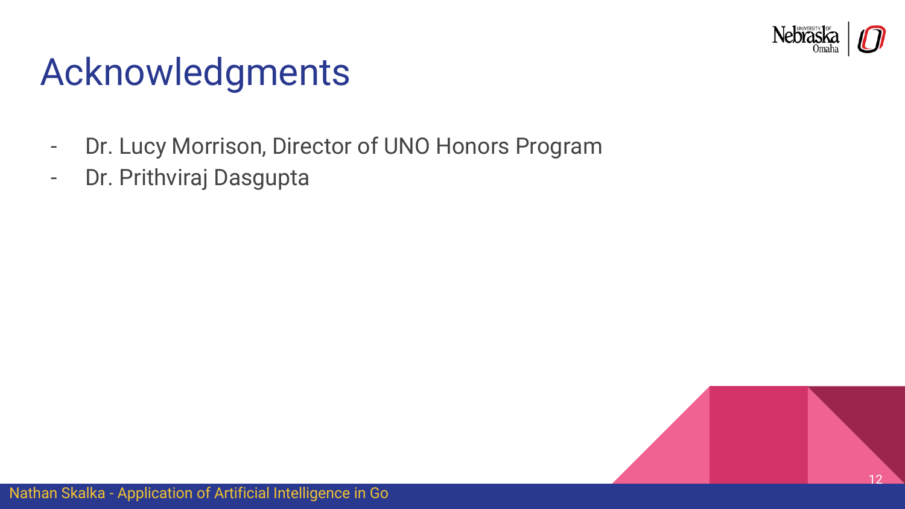# Acknowledgments

- Dr. Lucy Morrison, Director of UNO Honors Program
- Dr. Prithviraj Dasgupta